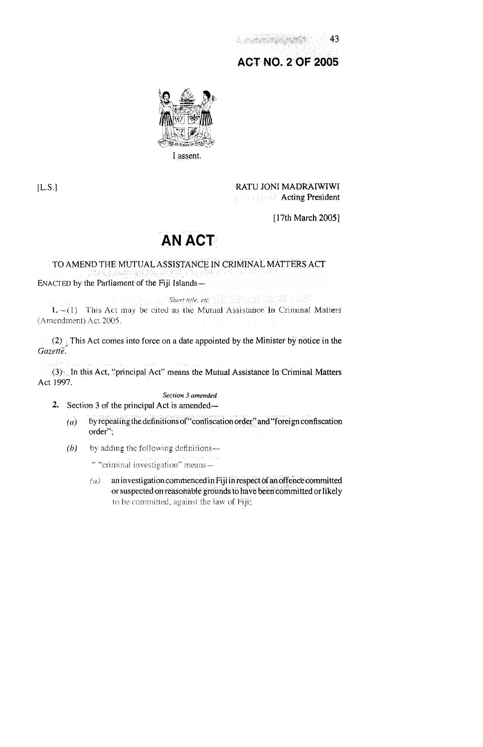# ACT NO. 2 OF 2005

I assent.

[L.S.]

RATU JONI MADRAIWIWI
Acting President

[17th March 2005]

# AN ACT

TO AMEND THE MUTUAL ASSISTANCE IN CRIMINAL MATTERS ACT

ENACTED by the Parliament of the Fiji Islands—

*Short title, etc*

1.—(1) This Act may be cited as the Mutual Assistance In Criminal Matters (Amendment) Act 2005.

(2) This Act comes into force on a date appointed by the Minister by notice in the *Gazette*.

(3) In this Act, "principal Act" means the Mutual Assistance In Criminal Matters Act 1997.

*Section 3 amended*

2. Section 3 of the principal Act is amended—

(*a*) by repealing the definitions of "confiscation order" and "foreign confiscation order";

(*b*) by adding the following definitions—

" "criminal investigation" means—

(*a*) an investigation commenced in Fiji in respect of an offence committed or suspected on reasonable grounds to have been committed or likely to be committed, against the law of Fiji;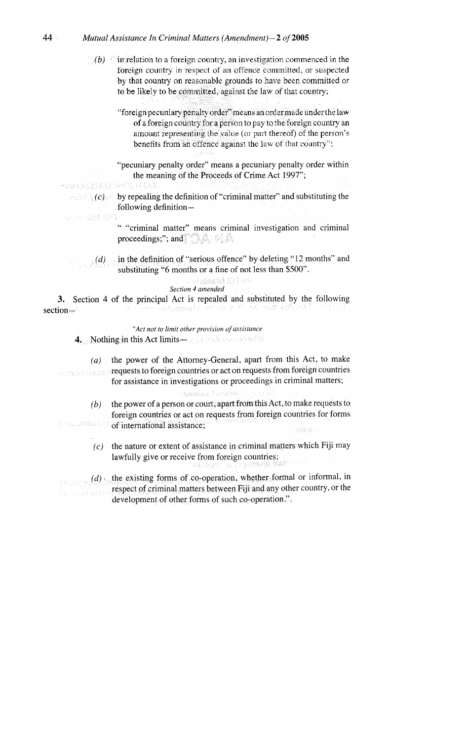(b) in relation to a foreign country, an investigation commenced in the foreign country in respect of an offence committed, or suspected by that country on reasonable grounds to have been committed or to be likely to be committed, against the law of that country;

"foreign pecuniary penalty order" means an order made under the law of a foreign country for a person to pay to the foreign country an amount representing the value (or part thereof) of the person's benefits from an offence against the law of that country";

"pecuniary penalty order" means a pecuniary penalty order within the meaning of the Proceeds of Crime Act 1997";

(c) by repealing the definition of "criminal matter" and substituting the following definition—

" "criminal matter" means criminal investigation and criminal proceedings;"; and

(d) in the definition of "serious offence" by deleting "12 months" and substituting "6 months or a fine of not less than $500".

*Section 4 amended*

**3.** Section 4 of the principal Act is repealed and substituted by the following section—

*"Act not to limit other provision of assistance*

**4.** Nothing in this Act limits—

(a) the power of the Attorney-General, apart from this Act, to make requests to foreign countries or act on requests from foreign countries for assistance in investigations or proceedings in criminal matters;

(b) the power of a person or court, apart from this Act, to make requests to foreign countries or act on requests from foreign countries for forms of international assistance;

(c) the nature or extent of assistance in criminal matters which Fiji may lawfully give or receive from foreign countries;

(d) the existing forms of co-operation, whether formal or informal, in respect of criminal matters between Fiji and any other country, or the development of other forms of such co-operation.".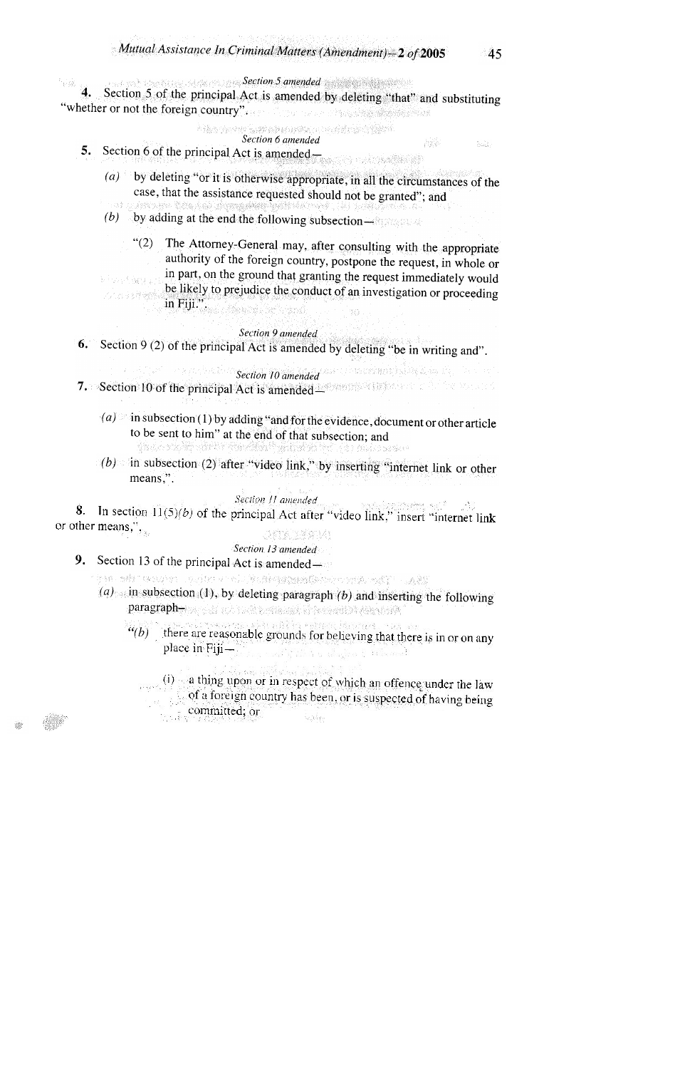*Section 5 amended*

**4.** Section 5 of the principal Act is amended by deleting "that" and substituting "whether or not the foreign country".

*Section 6 amended*

**5.** Section 6 of the principal Act is amended—

(a) by deleting "or it is otherwise appropriate, in all the circumstances of the case, that the assistance requested should not be granted"; and

(b) by adding at the end the following subsection—

"(2) The Attorney-General may, after consulting with the appropriate authority of the foreign country, postpone the request, in whole or in part, on the ground that granting the request immediately would be likely to prejudice the conduct of an investigation or proceeding in Fiji.".

*Section 9 amended*

**6.** Section 9 (2) of the principal Act is amended by deleting "be in writing and".

*Section 10 amended*

**7.** Section 10 of the principal Act is amended—

(a) in subsection (1) by adding "and for the evidence, document or other article to be sent to him" at the end of that subsection; and

(b) in subsection (2) after "video link," by inserting "internet link or other means,".

*Section 11 amended*

**8.** In section 11(5)(b) of the principal Act after "video link," insert "internet link or other means,".

*Section 13 amended*

**9.** Section 13 of the principal Act is amended—

(a) in subsection (1), by deleting paragraph (b) and inserting the following paragraph—

"(b) there are reasonable grounds for believing that there is in or on any place in Fiji—

(i) a thing upon or in respect of which an offence under the law of a foreign country has been, or is suspected of having being committed; or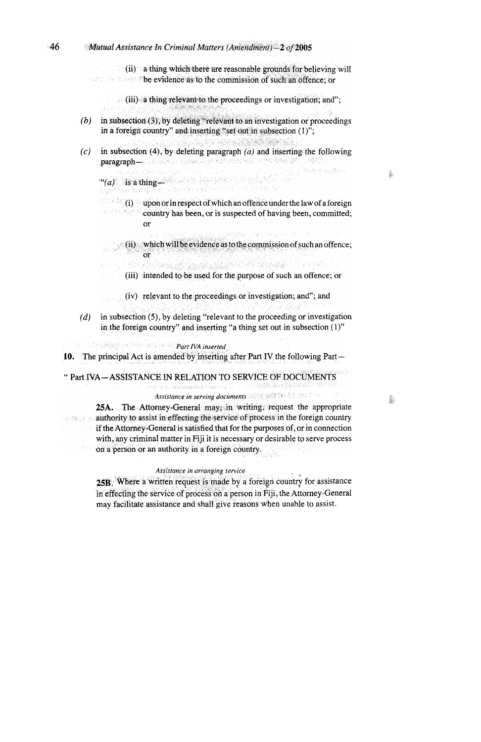(ii) a thing which there are reasonable grounds for believing will be evidence as to the commission of such an offence; or

(iii) a thing relevant to the proceedings or investigation; and";

*(b)* in subsection (3), by deleting "relevant to an investigation or proceedings in a foreign country" and inserting "set out in subsection (1)";

*(c)* in subsection (4), by deleting paragraph *(a)* and inserting the following paragraph—

"*(a)* is a thing—

(i) upon or in respect of which an offence under the law of a foreign country has been, or is suspected of having been, committed; or

(ii) which will be evidence as to the commission of such an offence; or

(iii) intended to be used for the purpose of such an offence; or

(iv) relevant to the proceedings or investigation; and"; and

*(d)* in subsection (5), by deleting "relevant to the proceeding or investigation in the foreign country" and inserting "a thing set out in subsection (1)"

*Part IVA inserted*

**10.** The principal Act is amended by inserting after Part IV the following Part—

" Part IVA—ASSISTANCE IN RELATION TO SERVICE OF DOCUMENTS

*Assistance in serving documents*

**25A.** The Attorney-General may, in writing, request the appropriate authority to assist in effecting the service of process in the foreign country if the Attorney-General is satisfied that for the purposes of, or in connection with, any criminal matter in Fiji it is necessary or desirable to serve process on a person or an authority in a foreign country.

*Assistance in arranging service*

**25B.** Where a written request is made by a foreign country for assistance in effecting the service of process on a person in Fiji, the Attorney-General may facilitate assistance and shall give reasons when unable to assist.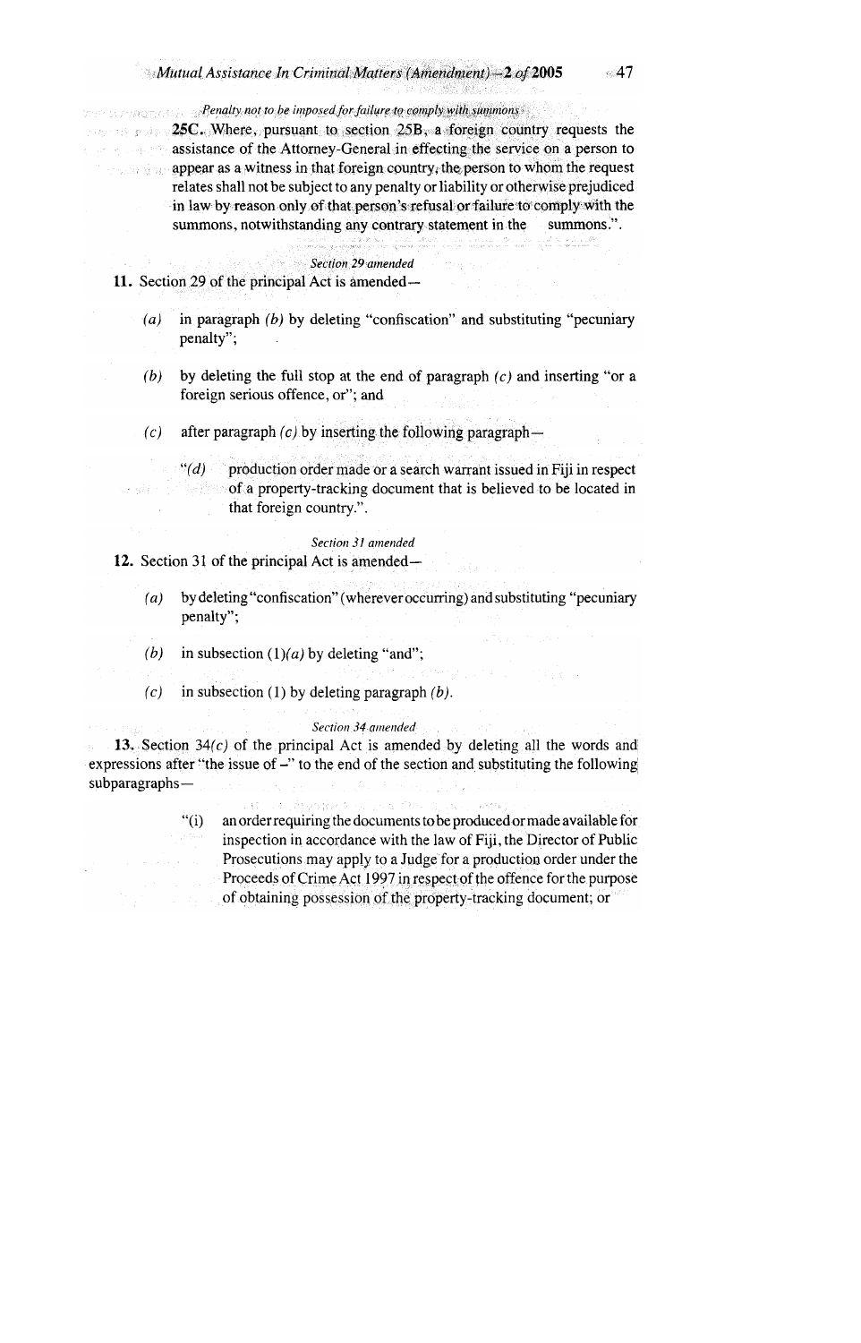*Penalty not to be imposed for failure to comply with summons*

**25C.** Where, pursuant to section 25B, a foreign country requests the assistance of the Attorney-General in effecting the service on a person to appear as a witness in that foreign country, the person to whom the request relates shall not be subject to any penalty or liability or otherwise prejudiced in law by reason only of that person's refusal or failure to comply with the summons, notwithstanding any contrary statement in the summons.".

*Section 29 amended*

**11.** Section 29 of the principal Act is amended—

*(a)* in paragraph *(b)* by deleting "confiscation" and substituting "pecuniary penalty";

*(b)* by deleting the full stop at the end of paragraph *(c)* and inserting "or a foreign serious offence, or"; and

*(c)* after paragraph *(c)* by inserting the following paragraph—

"*(d)* production order made or a search warrant issued in Fiji in respect of a property-tracking document that is believed to be located in that foreign country.".

*Section 31 amended*

**12.** Section 31 of the principal Act is amended—

*(a)* by deleting "confiscation" (wherever occurring) and substituting "pecuniary penalty";

*(b)* in subsection (1)*(a)* by deleting "and";

*(c)* in subsection (1) by deleting paragraph *(b)*.

*Section 34 amended*

**13.** Section 34*(c)* of the principal Act is amended by deleting all the words and expressions after "the issue of –" to the end of the section and substituting the following subparagraphs—

"(i) an order requiring the documents to be produced or made available for inspection in accordance with the law of Fiji, the Director of Public Prosecutions may apply to a Judge for a production order under the Proceeds of Crime Act 1997 in respect of the offence for the purpose of obtaining possession of the property-tracking document; or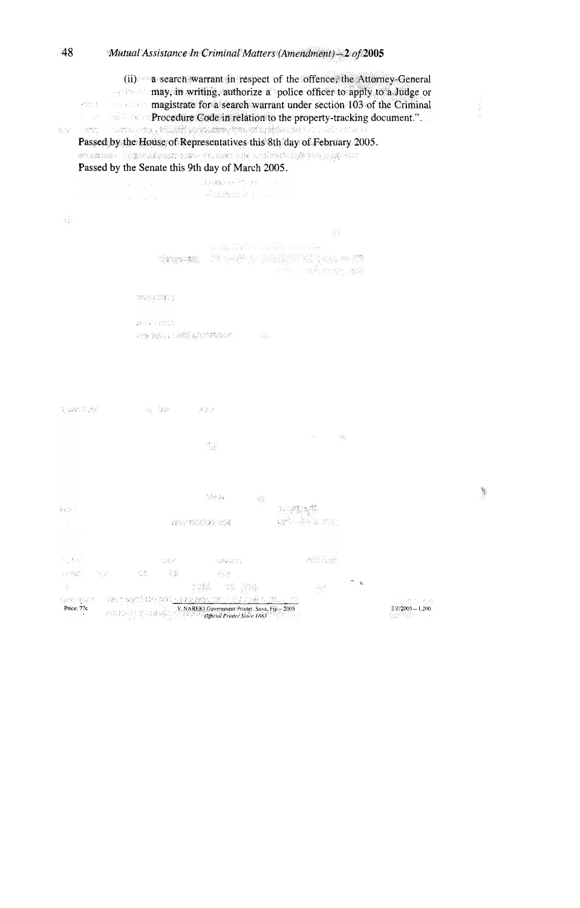(ii) a search warrant in respect of the offence, the Attorney-General may, in writing, authorize a police officer to apply to a Judge or magistrate for a search warrant under section 103 of the Criminal Procedure Code in relation to the property-tracking document.".

Passed by the House of Representatives this 8th day of February 2005.

Passed by the Senate this 9th day of March 2005.

Price: 77c

V. NAREKI Government Printer, Suva, Fiji—2005
*Official Printer Since 1883*

2/7/2005—1,200